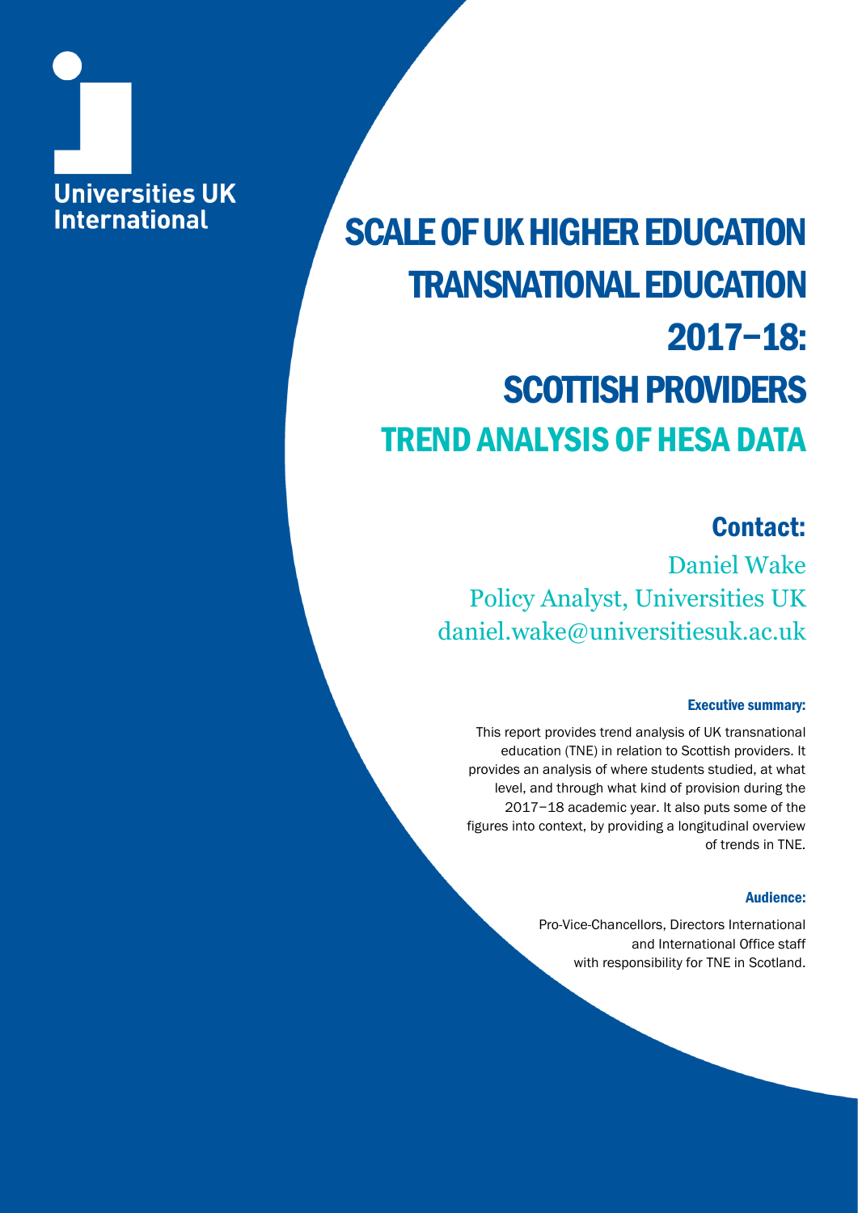Universities UK International

# SCALE OF UK HIGHER EDUCATION TRANSNATIONAL EDUCATION 2017–18: SCOTTISH PROVIDERS

## TREND ANALYSIS OF HESA DATA

## Contact:

Daniel Wake
Policy Analyst, Universities UK
daniel.wake@universitiesuk.ac.uk

### Executive summary:

This report provides trend analysis of UK transnational education (TNE) in relation to Scottish providers. It provides an analysis of where students studied, at what level, and through what kind of provision during the 2017–18 academic year. It also puts some of the figures into context, by providing a longitudinal overview of trends in TNE.

### Audience:

Pro-Vice-Chancellors, Directors International and International Office staff with responsibility for TNE in Scotland.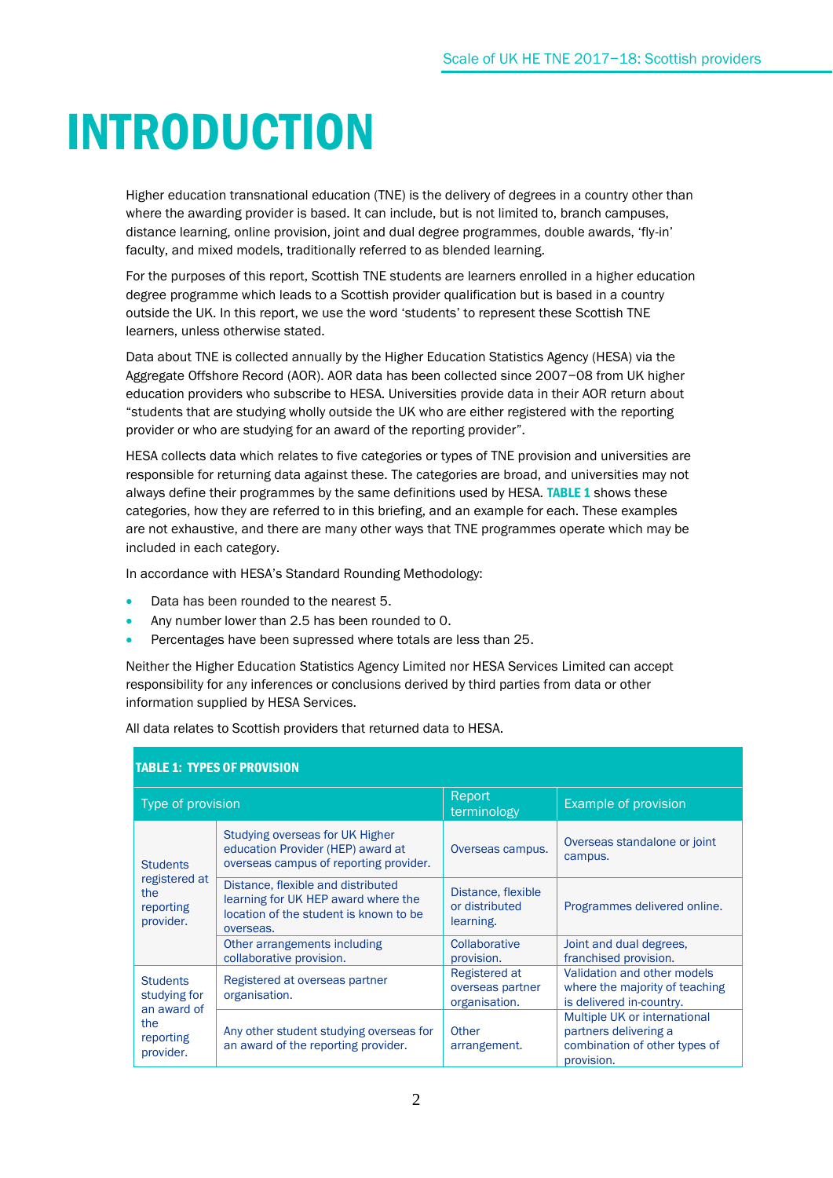# INTRODUCTION

Higher education transnational education (TNE) is the delivery of degrees in a country other than where the awarding provider is based. It can include, but is not limited to, branch campuses, distance learning, online provision, joint and dual degree programmes, double awards, 'fly-in' faculty, and mixed models, traditionally referred to as blended learning.

For the purposes of this report, Scottish TNE students are learners enrolled in a higher education degree programme which leads to a Scottish provider qualification but is based in a country outside the UK. In this report, we use the word 'students' to represent these Scottish TNE learners, unless otherwise stated.

Data about TNE is collected annually by the Higher Education Statistics Agency (HESA) via the Aggregate Offshore Record (AOR). AOR data has been collected since 2007–08 from UK higher education providers who subscribe to HESA. Universities provide data in their AOR return about "students that are studying wholly outside the UK who are either registered with the reporting provider or who are studying for an award of the reporting provider".

HESA collects data which relates to five categories or types of TNE provision and universities are responsible for returning data against these. The categories are broad, and universities may not always define their programmes by the same definitions used by HESA. **TABLE 1** shows these categories, how they are referred to in this briefing, and an example for each. These examples are not exhaustive, and there are many other ways that TNE programmes operate which may be included in each category.

In accordance with HESA's Standard Rounding Methodology:

- Data has been rounded to the nearest 5.
- Any number lower than 2.5 has been rounded to 0.
- Percentages have been supressed where totals are less than 25.

Neither the Higher Education Statistics Agency Limited nor HESA Services Limited can accept responsibility for any inferences or conclusions derived by third parties from data or other information supplied by HESA Services.

All data relates to Scottish providers that returned data to HESA.

**TABLE 1: TYPES OF PROVISION**

| Type of provision | | Report terminology | Example of provision |
|---|---|---|---|
| Students registered at the reporting provider. | Studying overseas for UK Higher education Provider (HEP) award at overseas campus of reporting provider. | Overseas campus. | Overseas standalone or joint campus. |
| | Distance, flexible and distributed learning for UK HEP award where the location of the student is known to be overseas. | Distance, flexible or distributed learning. | Programmes delivered online. |
| | Other arrangements including collaborative provision. | Collaborative provision. | Joint and dual degrees, franchised provision. |
| Students studying for an award of the reporting provider. | Registered at overseas partner organisation. | Registered at overseas partner organisation. | Validation and other models where the majority of teaching is delivered in-country. |
| | Any other student studying overseas for an award of the reporting provider. | Other arrangement. | Multiple UK or international partners delivering a combination of other types of provision. |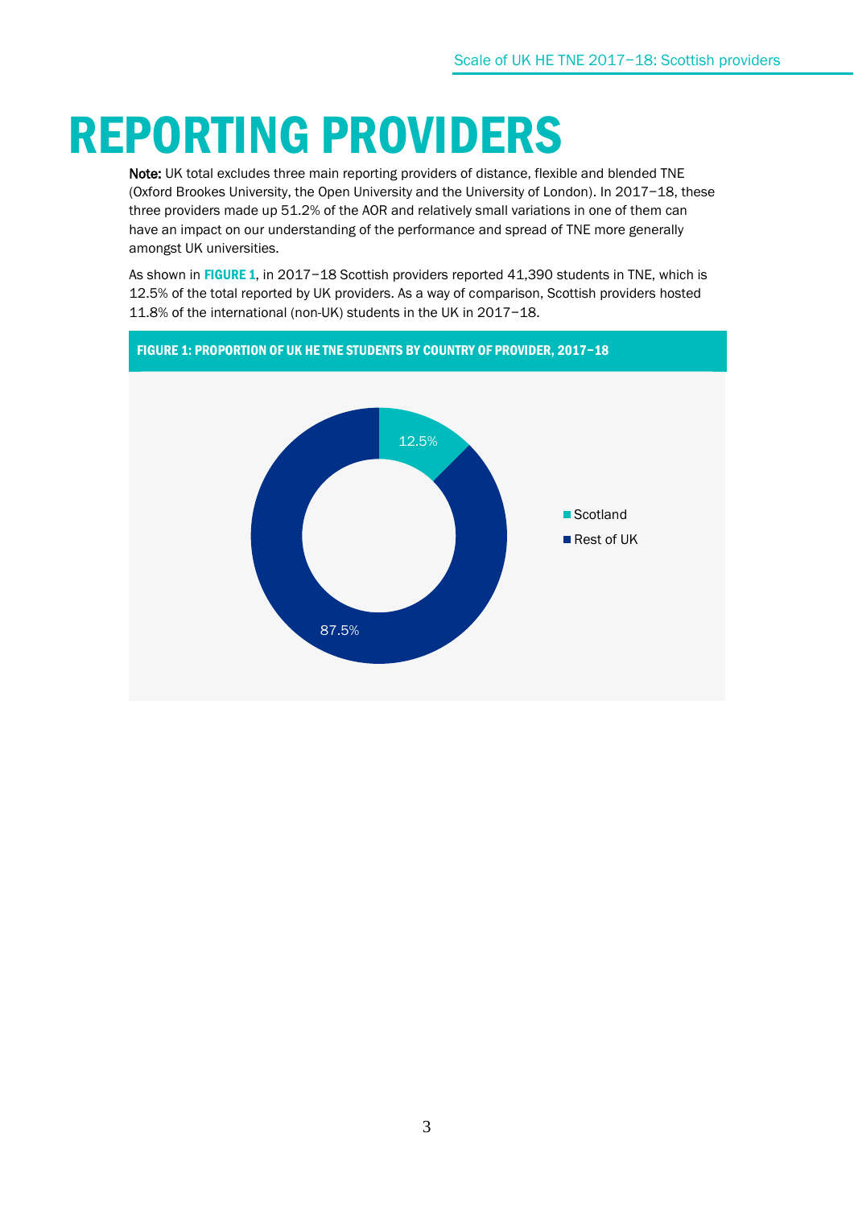# REPORTING PROVIDERS

**Note:** UK total excludes three main reporting providers of distance, flexible and blended TNE (Oxford Brookes University, the Open University and the University of London). In 2017–18, these three providers made up 51.2% of the AOR and relatively small variations in one of them can have an impact on our understanding of the performance and spread of TNE more generally amongst UK universities.

As shown in **FIGURE 1**, in 2017–18 Scottish providers reported 41,390 students in TNE, which is 12.5% of the total reported by UK providers. As a way of comparison, Scottish providers hosted 11.8% of the international (non-UK) students in the UK in 2017–18.

**FIGURE 1: PROPORTION OF UK HE TNE STUDENTS BY COUNTRY OF PROVIDER, 2017–18**

12.5%

87.5%

Scotland

Rest of UK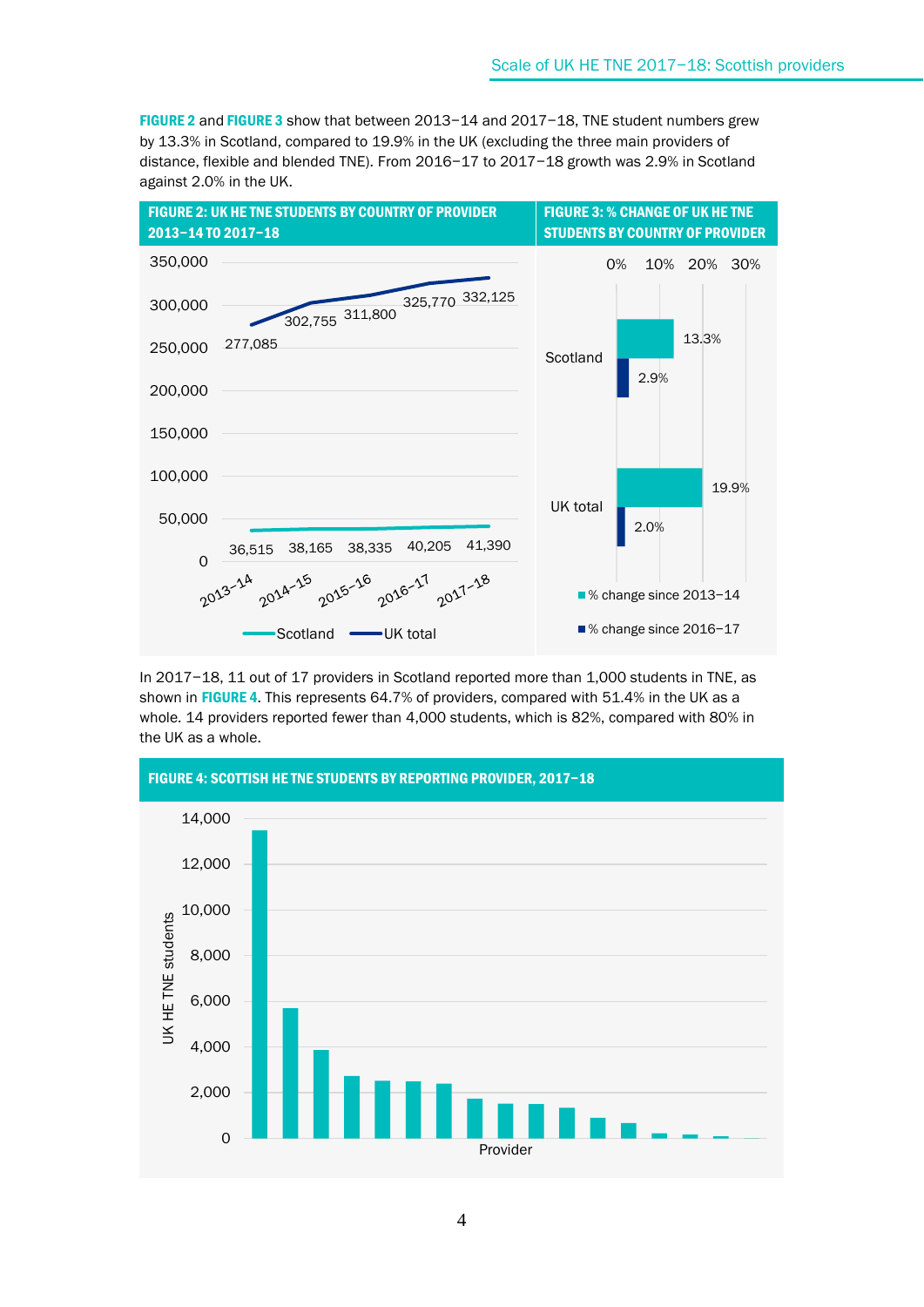**FIGURE 2** and **FIGURE 3** show that between 2013–14 and 2017–18, TNE student numbers grew by 13.3% in Scotland, compared to 19.9% in the UK (excluding the three main providers of distance, flexible and blended TNE). From 2016–17 to 2017–18 growth was 2.9% in Scotland against 2.0% in the UK.

**FIGURE 2: UK HE TNE STUDENTS BY COUNTRY OF PROVIDER 2013–14 TO 2017–18**

350,000
300,000
250,000
200,000
150,000
100,000
50,000
0

277,085
302,755
311,800
325,770
332,125

36,515
38,165
38,335
40,205
41,390

2013–14
2014–15
2015–16
2016–17
2017–18

Scotland
UK total

**FIGURE 3: % CHANGE OF UK HE TNE STUDENTS BY COUNTRY OF PROVIDER**

0%
10%
20%
30%

Scotland
13.3%
2.9%

UK total
19.9%
2.0%

% change since 2013–14
% change since 2016–17

In 2017–18, 11 out of 17 providers in Scotland reported more than 1,000 students in TNE, as shown in **FIGURE 4**. This represents 64.7% of providers, compared with 51.4% in the UK as a whole. 14 providers reported fewer than 4,000 students, which is 82%, compared with 80% in the UK as a whole.

**FIGURE 4: SCOTTISH HE TNE STUDENTS BY REPORTING PROVIDER, 2017–18**

UK HE TNE students

14,000
12,000
10,000
8,000
6,000
4,000
2,000
0

Provider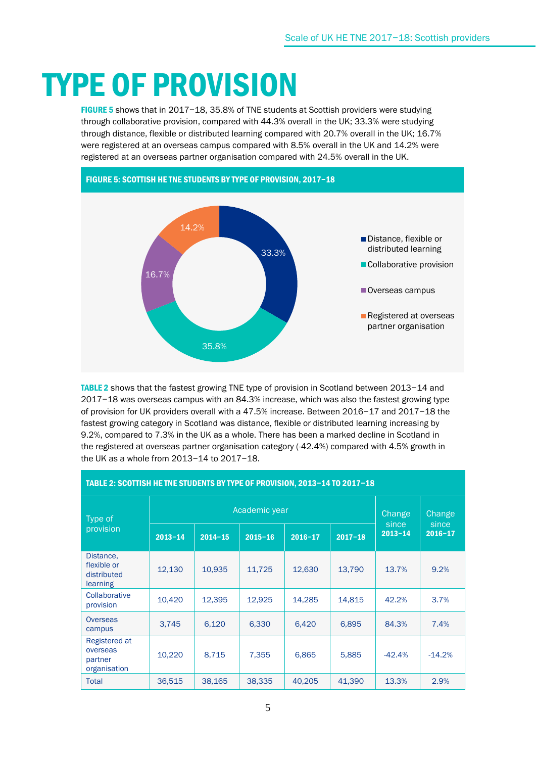# TYPE OF PROVISION

**FIGURE 5** shows that in 2017–18, 35.8% of TNE students at Scottish providers were studying through collaborative provision, compared with 44.3% overall in the UK; 33.3% were studying through distance, flexible or distributed learning compared with 20.7% overall in the UK; 16.7% were registered at an overseas campus compared with 8.5% overall in the UK and 14.2% were registered at an overseas partner organisation compared with 24.5% overall in the UK.

**FIGURE 5: SCOTTISH HE TNE STUDENTS BY TYPE OF PROVISION, 2017–18**

33.3%
35.8%
16.7%
14.2%

Distance, flexible or distributed learning
Collaborative provision
Overseas campus
Registered at overseas partner organisation

**TABLE 2** shows that the fastest growing TNE type of provision in Scotland between 2013–14 and 2017–18 was overseas campus with an 84.3% increase, which was also the fastest growing type of provision for UK providers overall with a 47.5% increase. Between 2016–17 and 2017–18 the fastest growing category in Scotland was distance, flexible or distributed learning increasing by 9.2%, compared to 7.3% in the UK as a whole. There has been a marked decline in Scotland in the registered at overseas partner organisation category (-42.4%) compared with 4.5% growth in the UK as a whole from 2013–14 to 2017–18.

**TABLE 2: SCOTTISH HE TNE STUDENTS BY TYPE OF PROVISION, 2013–14 TO 2017–18**

| Type of provision | Academic year | | | | | Change since 2013–14 | Change since 2016–17 |
|---|---|---|---|---|---|---|---|
| | 2013–14 | 2014–15 | 2015–16 | 2016–17 | 2017–18 | | |
| Distance, flexible or distributed learning | 12,130 | 10,935 | 11,725 | 12,630 | 13,790 | 13.7% | 9.2% |
| Collaborative provision | 10,420 | 12,395 | 12,925 | 14,285 | 14,815 | 42.2% | 3.7% |
| Overseas campus | 3,745 | 6,120 | 6,330 | 6,420 | 6,895 | 84.3% | 7.4% |
| Registered at overseas partner organisation | 10,220 | 8,715 | 7,355 | 6,865 | 5,885 | -42.4% | -14.2% |
| Total | 36,515 | 38,165 | 38,335 | 40,205 | 41,390 | 13.3% | 2.9% |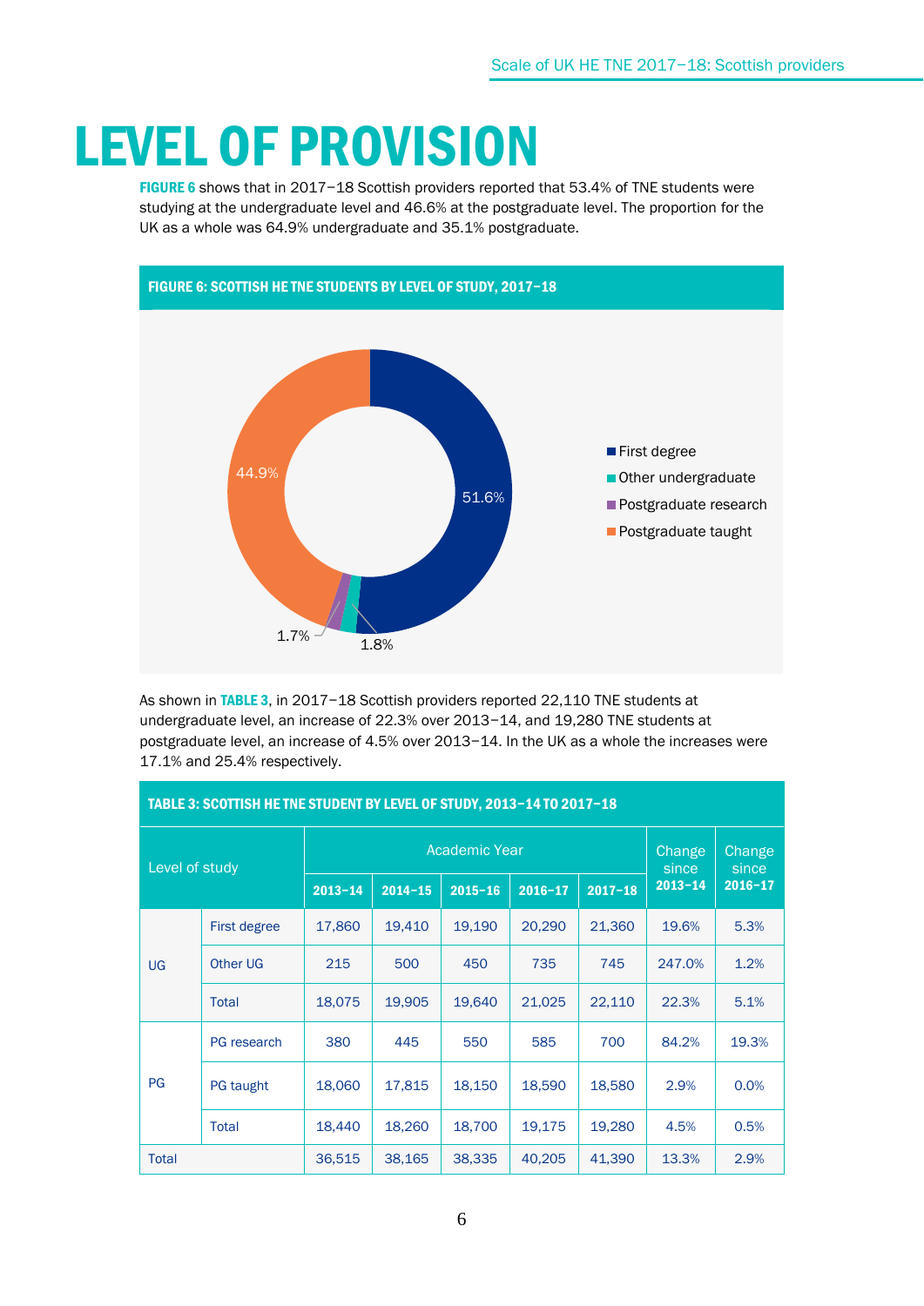# LEVEL OF PROVISION

**FIGURE 6** shows that in 2017–18 Scottish providers reported that 53.4% of TNE students were studying at the undergraduate level and 46.6% at the postgraduate level. The proportion for the UK as a whole was 64.9% undergraduate and 35.1% postgraduate.

**FIGURE 6: SCOTTISH HE TNE STUDENTS BY LEVEL OF STUDY, 2017–18**

51.6%
44.9%
1.7%
1.8%

First degree
Other undergraduate
Postgraduate research
Postgraduate taught

As shown in **TABLE 3**, in 2017–18 Scottish providers reported 22,110 TNE students at undergraduate level, an increase of 22.3% over 2013–14, and 19,280 TNE students at postgraduate level, an increase of 4.5% over 2013–14. In the UK as a whole the increases were 17.1% and 25.4% respectively.

**TABLE 3: SCOTTISH HE TNE STUDENT BY LEVEL OF STUDY, 2013–14 TO 2017–18**

| Level of study | | Academic Year | | | | | Change since 2013–14 | Change since 2016–17 |
|---|---|---|---|---|---|---|---|---|
| | | 2013–14 | 2014–15 | 2015–16 | 2016–17 | 2017–18 | | |
| UG | First degree | 17,860 | 19,410 | 19,190 | 20,290 | 21,360 | 19.6% | 5.3% |
| | Other UG | 215 | 500 | 450 | 735 | 745 | 247.0% | 1.2% |
| | Total | 18,075 | 19,905 | 19,640 | 21,025 | 22,110 | 22.3% | 5.1% |
| PG | PG research | 380 | 445 | 550 | 585 | 700 | 84.2% | 19.3% |
| | PG taught | 18,060 | 17,815 | 18,150 | 18,590 | 18,580 | 2.9% | 0.0% |
| | Total | 18,440 | 18,260 | 18,700 | 19,175 | 19,280 | 4.5% | 0.5% |
| Total | | 36,515 | 38,165 | 38,335 | 40,205 | 41,390 | 13.3% | 2.9% |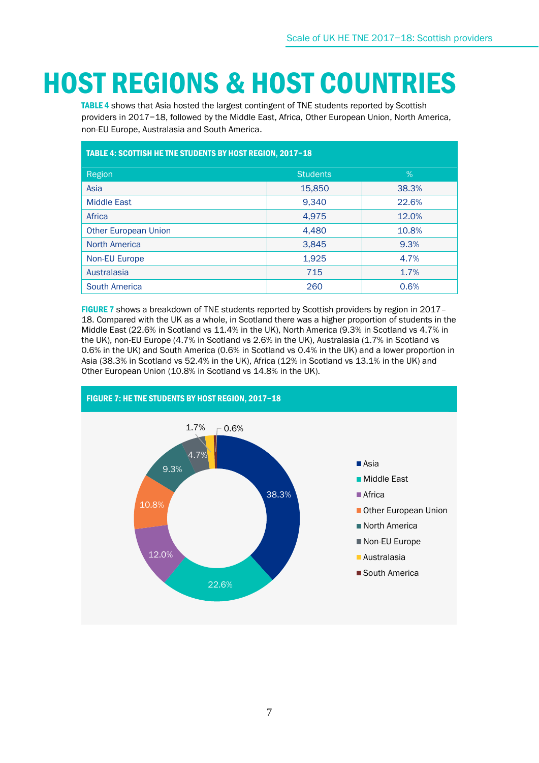# HOST REGIONS & HOST COUNTRIES

**TABLE 4** shows that Asia hosted the largest contingent of TNE students reported by Scottish providers in 2017–18, followed by the Middle East, Africa, Other European Union, North America, non-EU Europe, Australasia and South America.

**TABLE 4: SCOTTISH HE TNE STUDENTS BY HOST REGION, 2017–18**

| Region | Students | % |
|---|---|---|
| Asia | 15,850 | 38.3% |
| Middle East | 9,340 | 22.6% |
| Africa | 4,975 | 12.0% |
| Other European Union | 4,480 | 10.8% |
| North America | 3,845 | 9.3% |
| Non-EU Europe | 1,925 | 4.7% |
| Australasia | 715 | 1.7% |
| South America | 260 | 0.6% |

**FIGURE 7** shows a breakdown of TNE students reported by Scottish providers by region in 2017–18. Compared with the UK as a whole, in Scotland there was a higher proportion of students in the Middle East (22.6% in Scotland vs 11.4% in the UK), North America (9.3% in Scotland vs 4.7% in the UK), non-EU Europe (4.7% in Scotland vs 2.6% in the UK), Australasia (1.7% in Scotland vs 0.6% in the UK) and South America (0.6% in Scotland vs 0.4% in the UK) and a lower proportion in Asia (38.3% in Scotland vs 52.4% in the UK), Africa (12% in Scotland vs 13.1% in the UK) and Other European Union (10.8% in Scotland vs 14.8% in the UK).

**FIGURE 7: HE TNE STUDENTS BY HOST REGION, 2017–18**

38.3%
22.6%
12.0%
10.8%
9.3%
4.7%
1.7%
0.6%

Asia
Middle East
Africa
Other European Union
North America
Non-EU Europe
Australasia
South America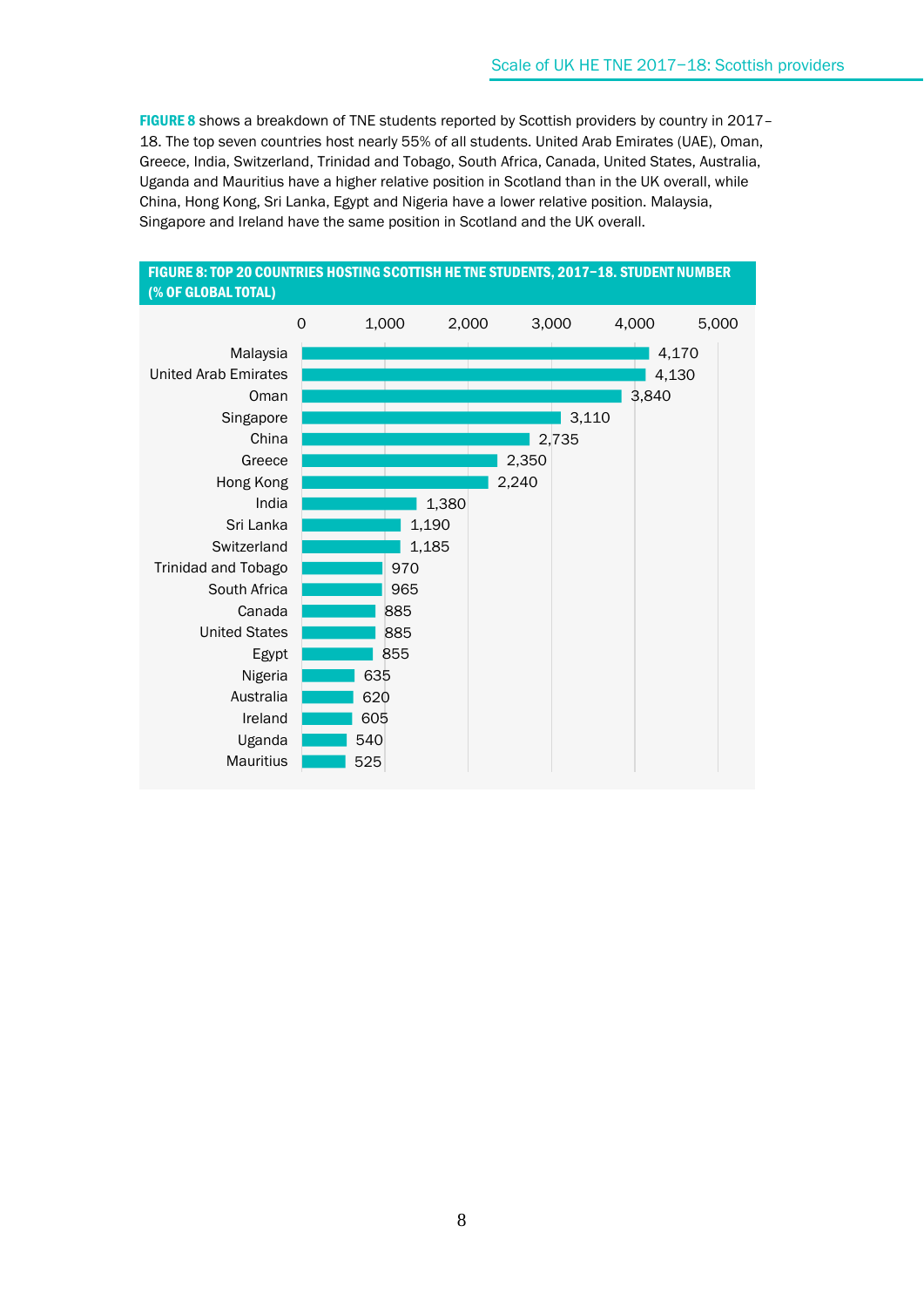**FIGURE 8** shows a breakdown of TNE students reported by Scottish providers by country in 2017–18. The top seven countries host nearly 55% of all students. United Arab Emirates (UAE), Oman, Greece, India, Switzerland, Trinidad and Tobago, South Africa, Canada, United States, Australia, Uganda and Mauritius have a higher relative position in Scotland than in the UK overall, while China, Hong Kong, Sri Lanka, Egypt and Nigeria have a lower relative position. Malaysia, Singapore and Ireland have the same position in Scotland and the UK overall.

**FIGURE 8: TOP 20 COUNTRIES HOSTING SCOTTISH HE TNE STUDENTS, 2017–18. STUDENT NUMBER (% OF GLOBAL TOTAL)**

0
1,000
2,000
3,000
4,000
5,000

Malaysia 4,170
United Arab Emirates 4,130
Oman 3,840
Singapore 3,110
China 2,735
Greece 2,350
Hong Kong 2,240
India 1,380
Sri Lanka 1,190
Switzerland 1,185
Trinidad and Tobago 970
South Africa 965
Canada 885
United States 885
Egypt 855
Nigeria 635
Australia 620
Ireland 605
Uganda 540
Mauritius 525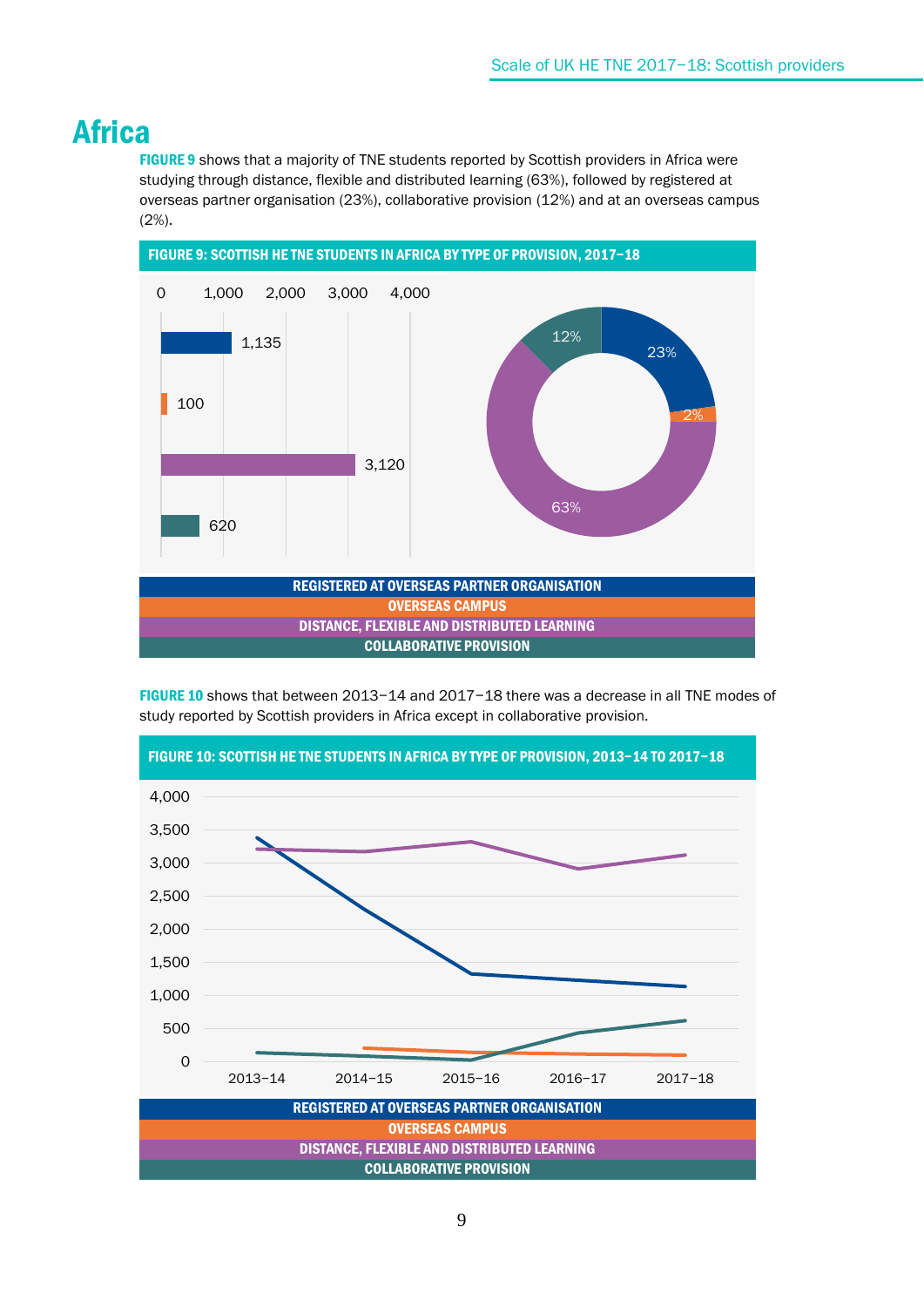# Africa

**FIGURE 9** shows that a majority of TNE students reported by Scottish providers in Africa were studying through distance, flexible and distributed learning (63%), followed by registered at overseas partner organisation (23%), collaborative provision (12%) and at an overseas campus (2%).

**FIGURE 9: SCOTTISH HE TNE STUDENTS IN AFRICA BY TYPE OF PROVISION, 2017–18**

0
1,000
2,000
3,000
4,000

1,135
100
3,120
620

12%
23%
2%
63%

REGISTERED AT OVERSEAS PARTNER ORGANISATION
OVERSEAS CAMPUS
DISTANCE, FLEXIBLE AND DISTRIBUTED LEARNING
COLLABORATIVE PROVISION

**FIGURE 10** shows that between 2013–14 and 2017–18 there was a decrease in all TNE modes of study reported by Scottish providers in Africa except in collaborative provision.

**FIGURE 10: SCOTTISH HE TNE STUDENTS IN AFRICA BY TYPE OF PROVISION, 2013–14 TO 2017–18**

4,000
3,500
3,000
2,500
2,000
1,500
1,000
500
0

2013–14
2014–15
2015–16
2016–17
2017–18

REGISTERED AT OVERSEAS PARTNER ORGANISATION
OVERSEAS CAMPUS
DISTANCE, FLEXIBLE AND DISTRIBUTED LEARNING
COLLABORATIVE PROVISION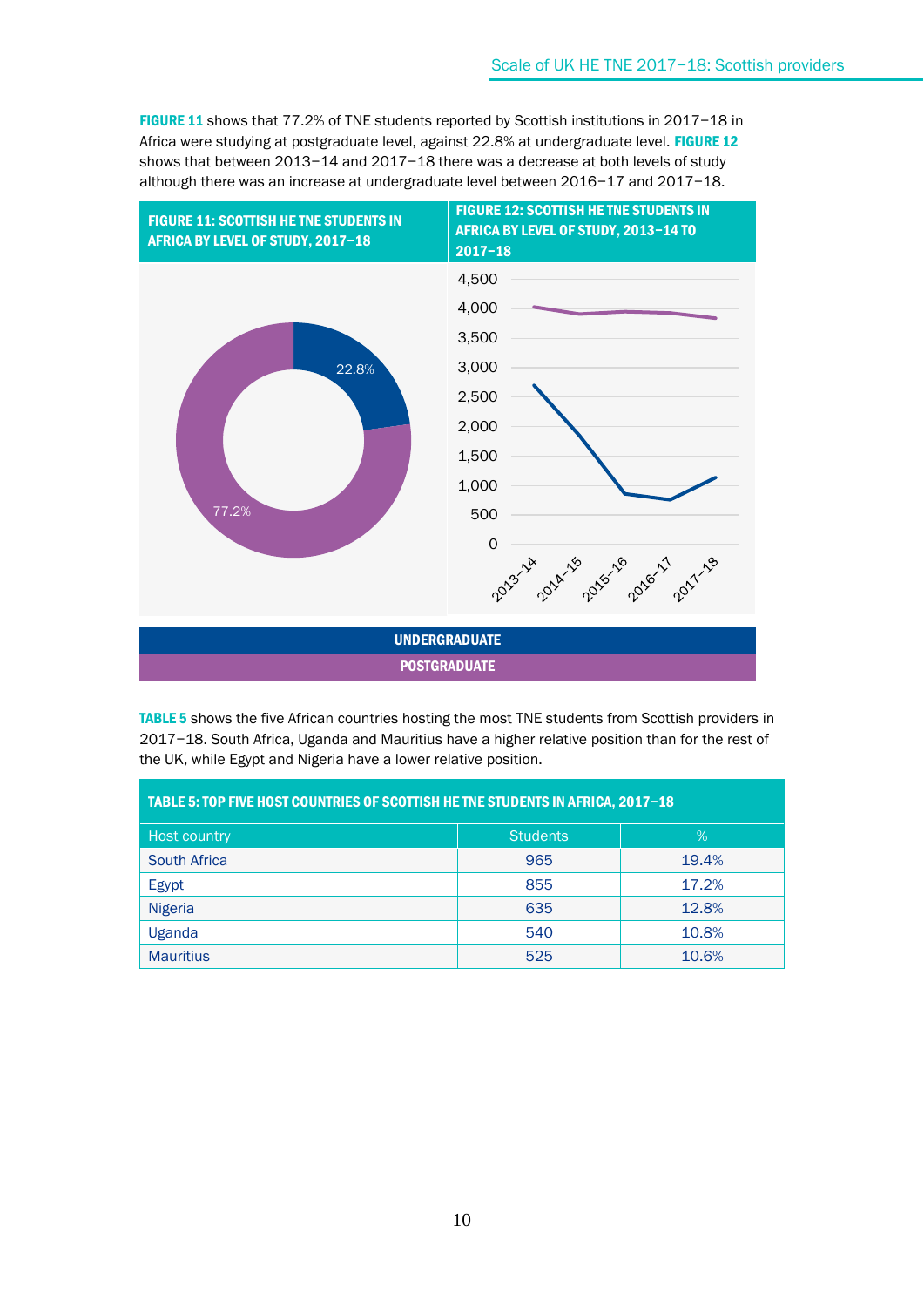**FIGURE 11** shows that 77.2% of TNE students reported by Scottish institutions in 2017–18 in Africa were studying at postgraduate level, against 22.8% at undergraduate level. **FIGURE 12** shows that between 2013–14 and 2017–18 there was a decrease at both levels of study although there was an increase at undergraduate level between 2016–17 and 2017–18.

**FIGURE 11: SCOTTISH HE TNE STUDENTS IN AFRICA BY LEVEL OF STUDY, 2017–18**

22.8%

77.2%

**FIGURE 12: SCOTTISH HE TNE STUDENTS IN AFRICA BY LEVEL OF STUDY, 2013–14 TO 2017–18**

4,500
4,000
3,500
3,000
2,500
2,000
1,500
1,000
500
0

2013–14
2014–15
2015–16
2016–17
2017–18

**UNDERGRADUATE**

**POSTGRADUATE**

**TABLE 5** shows the five African countries hosting the most TNE students from Scottish providers in 2017–18. South Africa, Uganda and Mauritius have a higher relative position than for the rest of the UK, while Egypt and Nigeria have a lower relative position.

**TABLE 5: TOP FIVE HOST COUNTRIES OF SCOTTISH HE TNE STUDENTS IN AFRICA, 2017–18**

| Host country | Students | % |
|---|---|---|
| South Africa | 965 | 19.4% |
| Egypt | 855 | 17.2% |
| Nigeria | 635 | 12.8% |
| Uganda | 540 | 10.8% |
| Mauritius | 525 | 10.6% |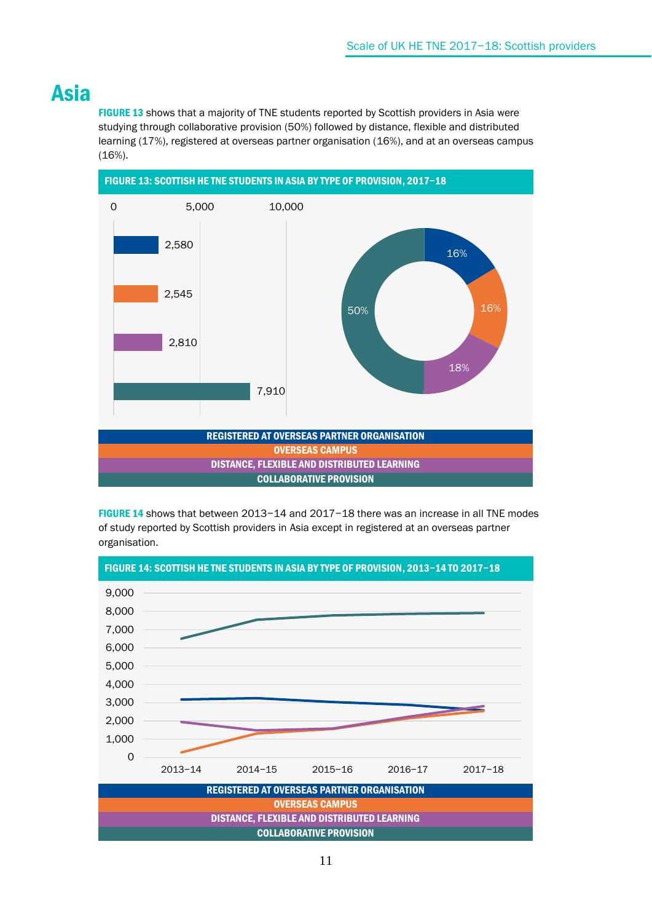# Asia

**FIGURE 13** shows that a majority of TNE students reported by Scottish providers in Asia were studying through collaborative provision (50%) followed by distance, flexible and distributed learning (17%), registered at overseas partner organisation (16%), and at an overseas campus (16%).

**FIGURE 13: SCOTTISH HE TNE STUDENTS IN ASIA BY TYPE OF PROVISION, 2017–18**

0
5,000
10,000

2,580
2,545
2,810
7,910

16%
16%
18%
50%

REGISTERED AT OVERSEAS PARTNER ORGANISATION
OVERSEAS CAMPUS
DISTANCE, FLEXIBLE AND DISTRIBUTED LEARNING
COLLABORATIVE PROVISION

**FIGURE 14** shows that between 2013–14 and 2017–18 there was an increase in all TNE modes of study reported by Scottish providers in Asia except in registered at an overseas partner organisation.

**FIGURE 14: SCOTTISH HE TNE STUDENTS IN ASIA BY TYPE OF PROVISION, 2013–14 TO 2017–18**

9,000
8,000
7,000
6,000
5,000
4,000
3,000
2,000
1,000
0

2013–14
2014–15
2015–16
2016–17
2017–18

REGISTERED AT OVERSEAS PARTNER ORGANISATION
OVERSEAS CAMPUS
DISTANCE, FLEXIBLE AND DISTRIBUTED LEARNING
COLLABORATIVE PROVISION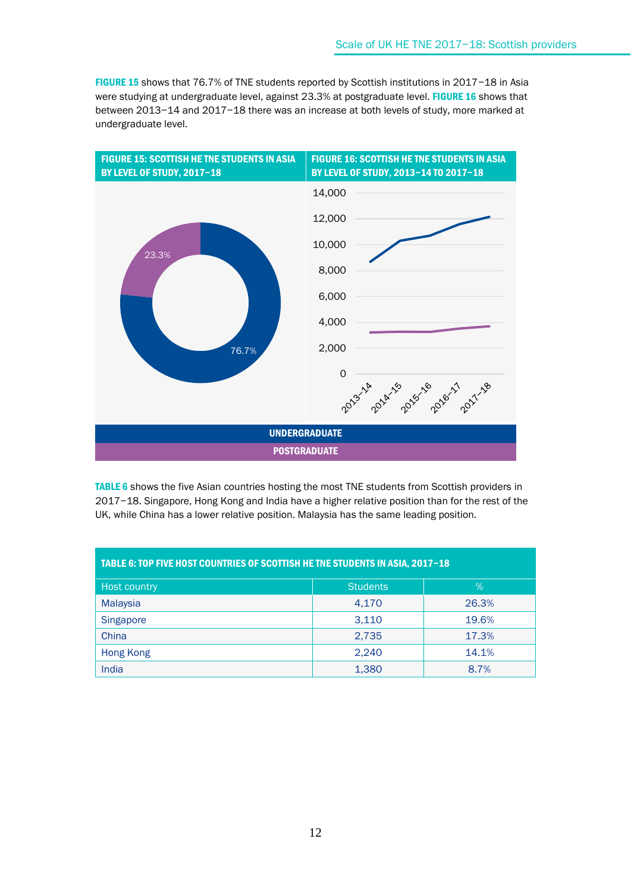**FIGURE 15** shows that 76.7% of TNE students reported by Scottish institutions in 2017–18 in Asia were studying at undergraduate level, against 23.3% at postgraduate level. **FIGURE 16** shows that between 2013–14 and 2017–18 there was an increase at both levels of study, more marked at undergraduate level.

**FIGURE 15: SCOTTISH HE TNE STUDENTS IN ASIA BY LEVEL OF STUDY, 2017–18**

23.3%
76.7%

**FIGURE 16: SCOTTISH HE TNE STUDENTS IN ASIA BY LEVEL OF STUDY, 2013–14 TO 2017–18**

14,000
12,000
10,000
8,000
6,000
4,000
2,000
0

2013–14
2014–15
2015–16
2016–17
2017–18

UNDERGRADUATE
POSTGRADUATE

**TABLE 6** shows the five Asian countries hosting the most TNE students from Scottish providers in 2017–18. Singapore, Hong Kong and India have a higher relative position than for the rest of the UK, while China has a lower relative position. Malaysia has the same leading position.

**TABLE 6: TOP FIVE HOST COUNTRIES OF SCOTTISH HE TNE STUDENTS IN ASIA, 2017–18**

| Host country | Students | % |
|---|---|---|
| Malaysia | 4,170 | 26.3% |
| Singapore | 3,110 | 19.6% |
| China | 2,735 | 17.3% |
| Hong Kong | 2,240 | 14.1% |
| India | 1,380 | 8.7% |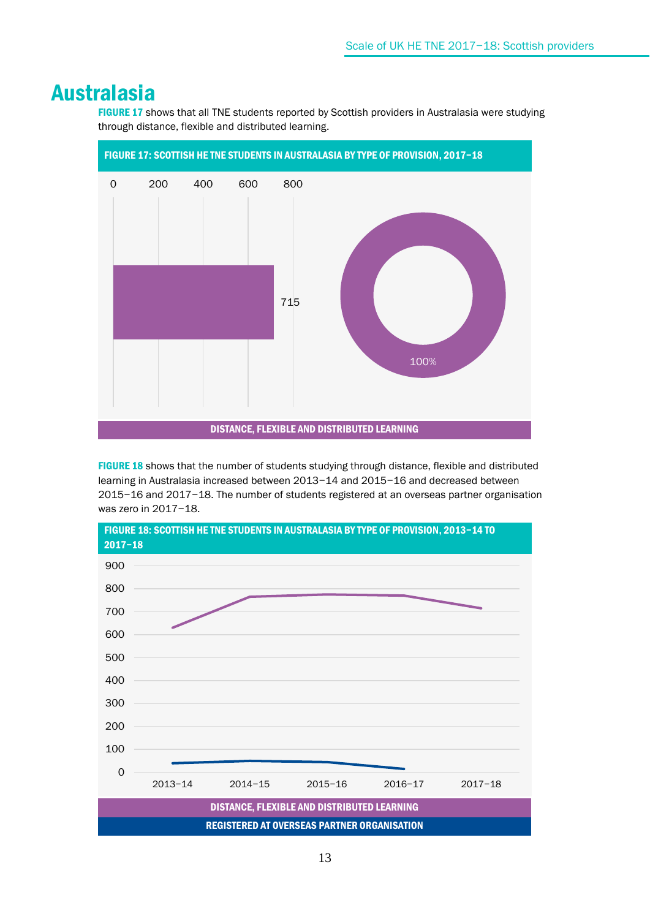# Australasia

**FIGURE 17** shows that all TNE students reported by Scottish providers in Australasia were studying through distance, flexible and distributed learning.

**FIGURE 17: SCOTTISH HE TNE STUDENTS IN AUSTRALASIA BY TYPE OF PROVISION, 2017–18**

0 200 400 600 800

715

100%

DISTANCE, FLEXIBLE AND DISTRIBUTED LEARNING

**FIGURE 18** shows that the number of students studying through distance, flexible and distributed learning in Australasia increased between 2013–14 and 2015–16 and decreased between 2015–16 and 2017–18. The number of students registered at an overseas partner organisation was zero in 2017–18.

**FIGURE 18: SCOTTISH HE TNE STUDENTS IN AUSTRALASIA BY TYPE OF PROVISION, 2013–14 TO 2017–18**

900
800
700
600
500
400
300
200
100
0

2013–14 2014–15 2015–16 2016–17 2017–18

DISTANCE, FLEXIBLE AND DISTRIBUTED LEARNING

REGISTERED AT OVERSEAS PARTNER ORGANISATION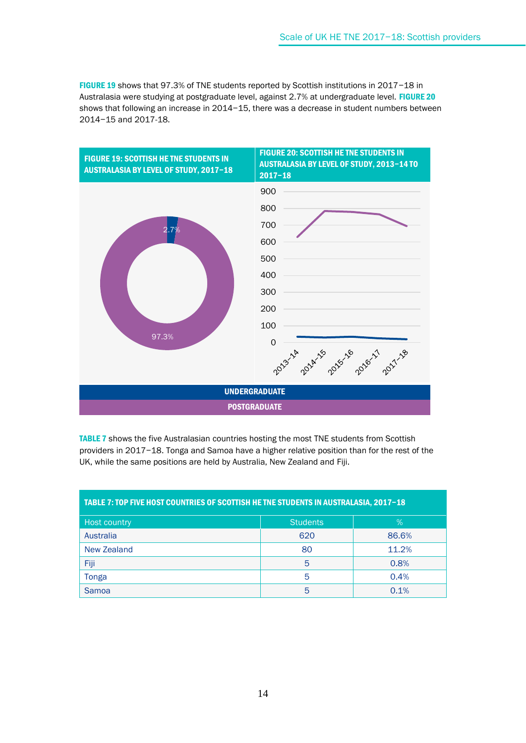**FIGURE 19** shows that 97.3% of TNE students reported by Scottish institutions in 2017–18 in Australasia were studying at postgraduate level, against 2.7% at undergraduate level. **FIGURE 20** shows that following an increase in 2014–15, there was a decrease in student numbers between 2014–15 and 2017-18.

**FIGURE 19: SCOTTISH HE TNE STUDENTS IN AUSTRALASIA BY LEVEL OF STUDY, 2017–18**

2.7%

97.3%

**FIGURE 20: SCOTTISH HE TNE STUDENTS IN AUSTRALASIA BY LEVEL OF STUDY, 2013–14 TO 2017–18**

900
800
700
600
500
400
300
200
100
0

2013–14
2014–15
2015–16
2016–17
2017–18

UNDERGRADUATE

POSTGRADUATE

**TABLE 7** shows the five Australasian countries hosting the most TNE students from Scottish providers in 2017–18. Tonga and Samoa have a higher relative position than for the rest of the UK, while the same positions are held by Australia, New Zealand and Fiji.

**TABLE 7: TOP FIVE HOST COUNTRIES OF SCOTTISH HE TNE STUDENTS IN AUSTRALASIA, 2017–18**

| Host country | Students | % |
|---|---|---|
| Australia | 620 | 86.6% |
| New Zealand | 80 | 11.2% |
| Fiji | 5 | 0.8% |
| Tonga | 5 | 0.4% |
| Samoa | 5 | 0.1% |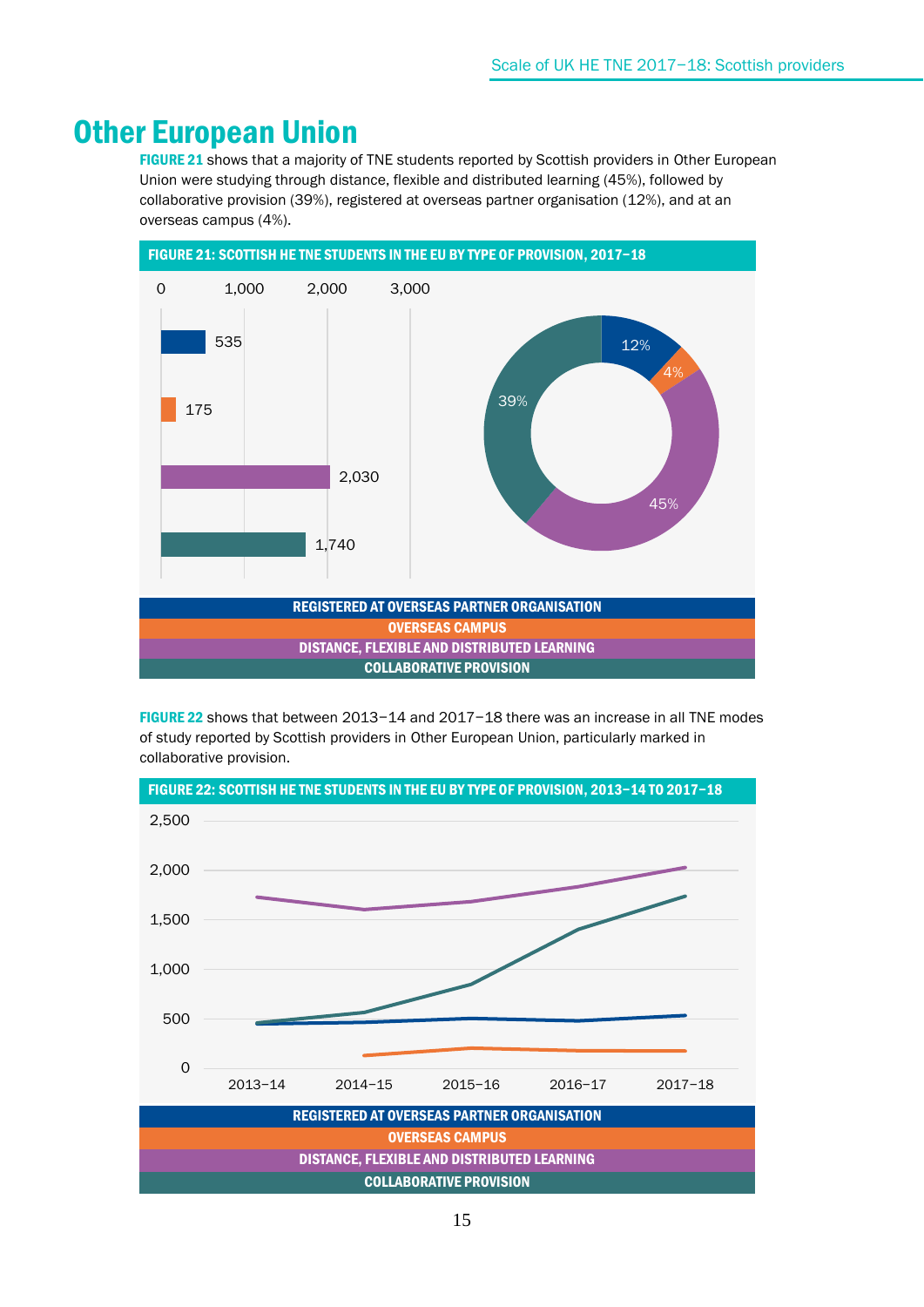# Other European Union

**FIGURE 21** shows that a majority of TNE students reported by Scottish providers in Other European Union were studying through distance, flexible and distributed learning (45%), followed by collaborative provision (39%), registered at overseas partner organisation (12%), and at an overseas campus (4%).

**FIGURE 21: SCOTTISH HE TNE STUDENTS IN THE EU BY TYPE OF PROVISION, 2017–18**

0
1,000
2,000
3,000

535
175
2,030
1,740

12%
4%
45%
39%

REGISTERED AT OVERSEAS PARTNER ORGANISATION
OVERSEAS CAMPUS
DISTANCE, FLEXIBLE AND DISTRIBUTED LEARNING
COLLABORATIVE PROVISION

**FIGURE 22** shows that between 2013–14 and 2017–18 there was an increase in all TNE modes of study reported by Scottish providers in Other European Union, particularly marked in collaborative provision.

**FIGURE 22: SCOTTISH HE TNE STUDENTS IN THE EU BY TYPE OF PROVISION, 2013–14 TO 2017–18**

2,500
2,000
1,500
1,000
500
0

2013–14
2014–15
2015–16
2016–17
2017–18

REGISTERED AT OVERSEAS PARTNER ORGANISATION
OVERSEAS CAMPUS
DISTANCE, FLEXIBLE AND DISTRIBUTED LEARNING
COLLABORATIVE PROVISION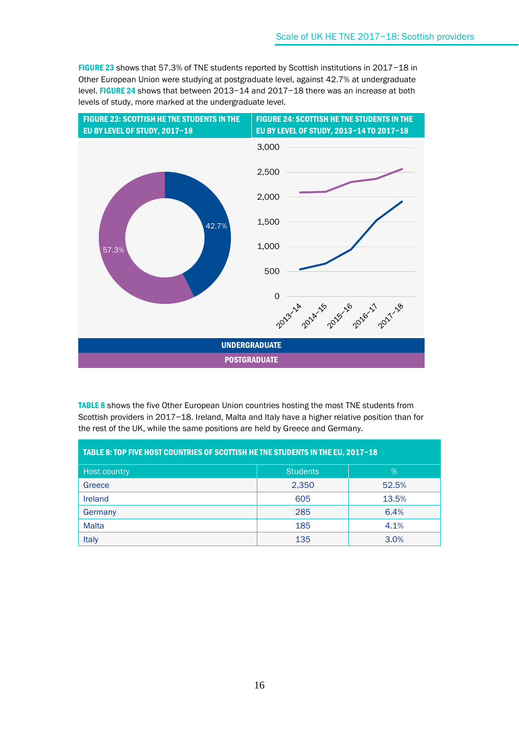**FIGURE 23** shows that 57.3% of TNE students reported by Scottish institutions in 2017−18 in Other European Union were studying at postgraduate level, against 42.7% at undergraduate level. **FIGURE 24** shows that between 2013−14 and 2017−18 there was an increase at both levels of study, more marked at the undergraduate level.

**FIGURE 23: SCOTTISH HE TNE STUDENTS IN THE EU BY LEVEL OF STUDY, 2017−18**

42.7%
57.3%

**FIGURE 24: SCOTTISH HE TNE STUDENTS IN THE EU BY LEVEL OF STUDY, 2013−14 TO 2017−18**

3,000
2,500
2,000
1,500
1,000
500
0

2013−14
2014−15
2015−16
2016−17
2017−18

**UNDERGRADUATE**
**POSTGRADUATE**

**TABLE 8** shows the five Other European Union countries hosting the most TNE students from Scottish providers in 2017−18. Ireland, Malta and Italy have a higher relative position than for the rest of the UK, while the same positions are held by Greece and Germany.

**TABLE 8: TOP FIVE HOST COUNTRIES OF SCOTTISH HE TNE STUDENTS IN THE EU, 2017−18**

| Host country | Students | % |
|---|---|---|
| Greece | 2,350 | 52.5% |
| Ireland | 605 | 13.5% |
| Germany | 285 | 6.4% |
| Malta | 185 | 4.1% |
| Italy | 135 | 3.0% |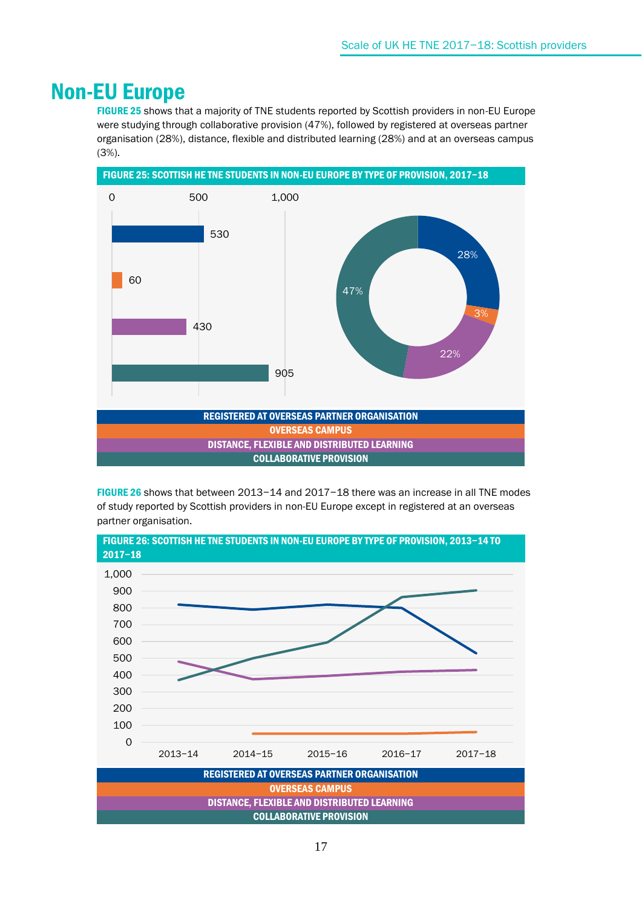# Non-EU Europe

**FIGURE 25** shows that a majority of TNE students reported by Scottish providers in non-EU Europe were studying through collaborative provision (47%), followed by registered at overseas partner organisation (28%), distance, flexible and distributed learning (28%) and at an overseas campus (3%).

**FIGURE 25: SCOTTISH HE TNE STUDENTS IN NON-EU EUROPE BY TYPE OF PROVISION, 2017–18**

0
500
1,000

530
60
430
905

28%
3%
22%
47%

REGISTERED AT OVERSEAS PARTNER ORGANISATION
OVERSEAS CAMPUS
DISTANCE, FLEXIBLE AND DISTRIBUTED LEARNING
COLLABORATIVE PROVISION

**FIGURE 26** shows that between 2013–14 and 2017–18 there was an increase in all TNE modes of study reported by Scottish providers in non-EU Europe except in registered at an overseas partner organisation.

**FIGURE 26: SCOTTISH HE TNE STUDENTS IN NON-EU EUROPE BY TYPE OF PROVISION, 2013–14 TO 2017–18**

1,000
900
800
700
600
500
400
300
200
100
0

2013–14
2014–15
2015–16
2016–17
2017–18

REGISTERED AT OVERSEAS PARTNER ORGANISATION
OVERSEAS CAMPUS
DISTANCE, FLEXIBLE AND DISTRIBUTED LEARNING
COLLABORATIVE PROVISION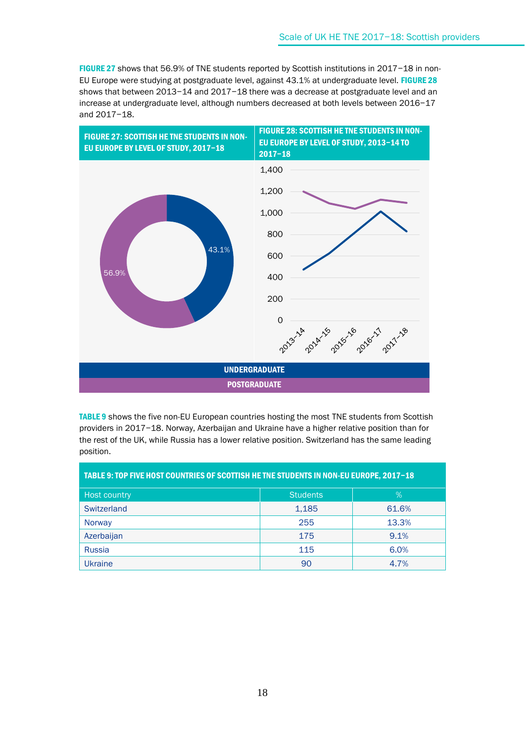**FIGURE 27** shows that 56.9% of TNE students reported by Scottish institutions in 2017–18 in non-EU Europe were studying at postgraduate level, against 43.1% at undergraduate level. **FIGURE 28** shows that between 2013–14 and 2017–18 there was a decrease at postgraduate level and an increase at undergraduate level, although numbers decreased at both levels between 2016–17 and 2017–18.

**FIGURE 27: SCOTTISH HE TNE STUDENTS IN NON-EU EUROPE BY LEVEL OF STUDY, 2017–18**

43.1%
56.9%

**FIGURE 28: SCOTTISH HE TNE STUDENTS IN NON-EU EUROPE BY LEVEL OF STUDY, 2013–14 TO 2017–18**

1,400
1,200
1,000
800
600
400
200
0

2013–14
2014–15
2015–16
2016–17
2017–18

UNDERGRADUATE
POSTGRADUATE

**TABLE 9** shows the five non-EU European countries hosting the most TNE students from Scottish providers in 2017–18. Norway, Azerbaijan and Ukraine have a higher relative position than for the rest of the UK, while Russia has a lower relative position. Switzerland has the same leading position.

**TABLE 9: TOP FIVE HOST COUNTRIES OF SCOTTISH HE TNE STUDENTS IN NON-EU EUROPE, 2017–18**

| Host country | Students | % |
|---|---|---|
| Switzerland | 1,185 | 61.6% |
| Norway | 255 | 13.3% |
| Azerbaijan | 175 | 9.1% |
| Russia | 115 | 6.0% |
| Ukraine | 90 | 4.7% |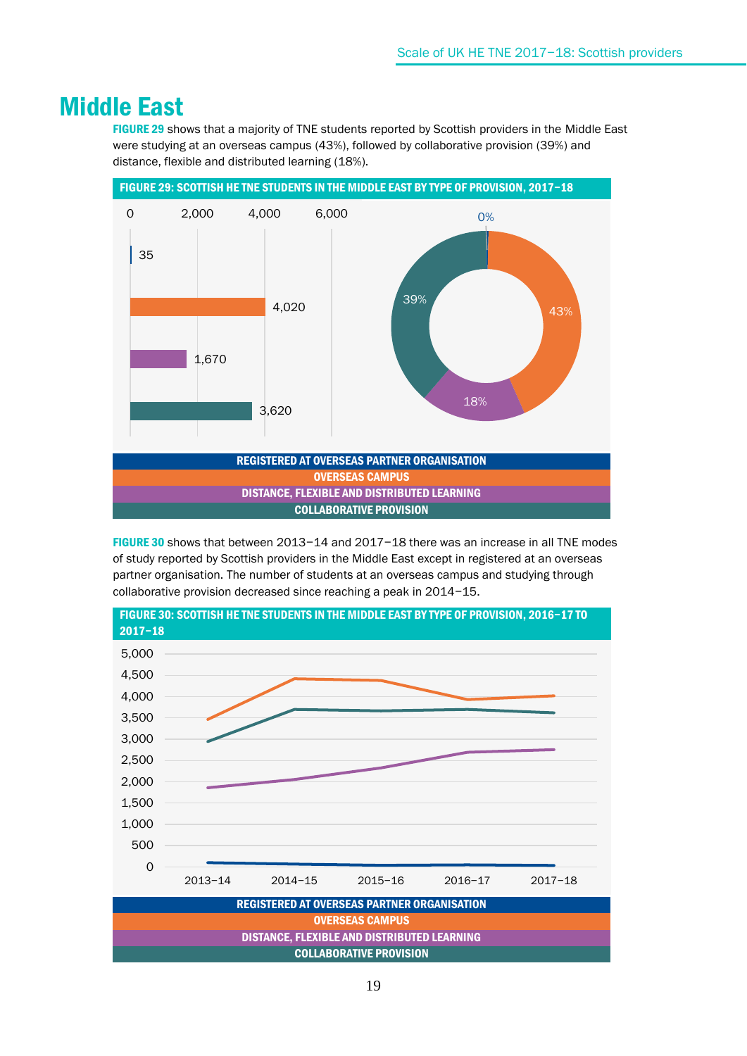# Middle East

**FIGURE 29** shows that a majority of TNE students reported by Scottish providers in the Middle East were studying at an overseas campus (43%), followed by collaborative provision (39%) and distance, flexible and distributed learning (18%).

**FIGURE 29: SCOTTISH HE TNE STUDENTS IN THE MIDDLE EAST BY TYPE OF PROVISION, 2017–18**

0
2,000
4,000
6,000

35
4,020
1,670
3,620

0%
43%
18%
39%

REGISTERED AT OVERSEAS PARTNER ORGANISATION
OVERSEAS CAMPUS
DISTANCE, FLEXIBLE AND DISTRIBUTED LEARNING
COLLABORATIVE PROVISION

**FIGURE 30** shows that between 2013–14 and 2017–18 there was an increase in all TNE modes of study reported by Scottish providers in the Middle East except in registered at an overseas partner organisation. The number of students at an overseas campus and studying through collaborative provision decreased since reaching a peak in 2014–15.

**FIGURE 30: SCOTTISH HE TNE STUDENTS IN THE MIDDLE EAST BY TYPE OF PROVISION, 2016–17 TO 2017–18**

5,000
4,500
4,000
3,500
3,000
2,500
2,000
1,500
1,000
500
0

2013–14
2014–15
2015–16
2016–17
2017–18

REGISTERED AT OVERSEAS PARTNER ORGANISATION
OVERSEAS CAMPUS
DISTANCE, FLEXIBLE AND DISTRIBUTED LEARNING
COLLABORATIVE PROVISION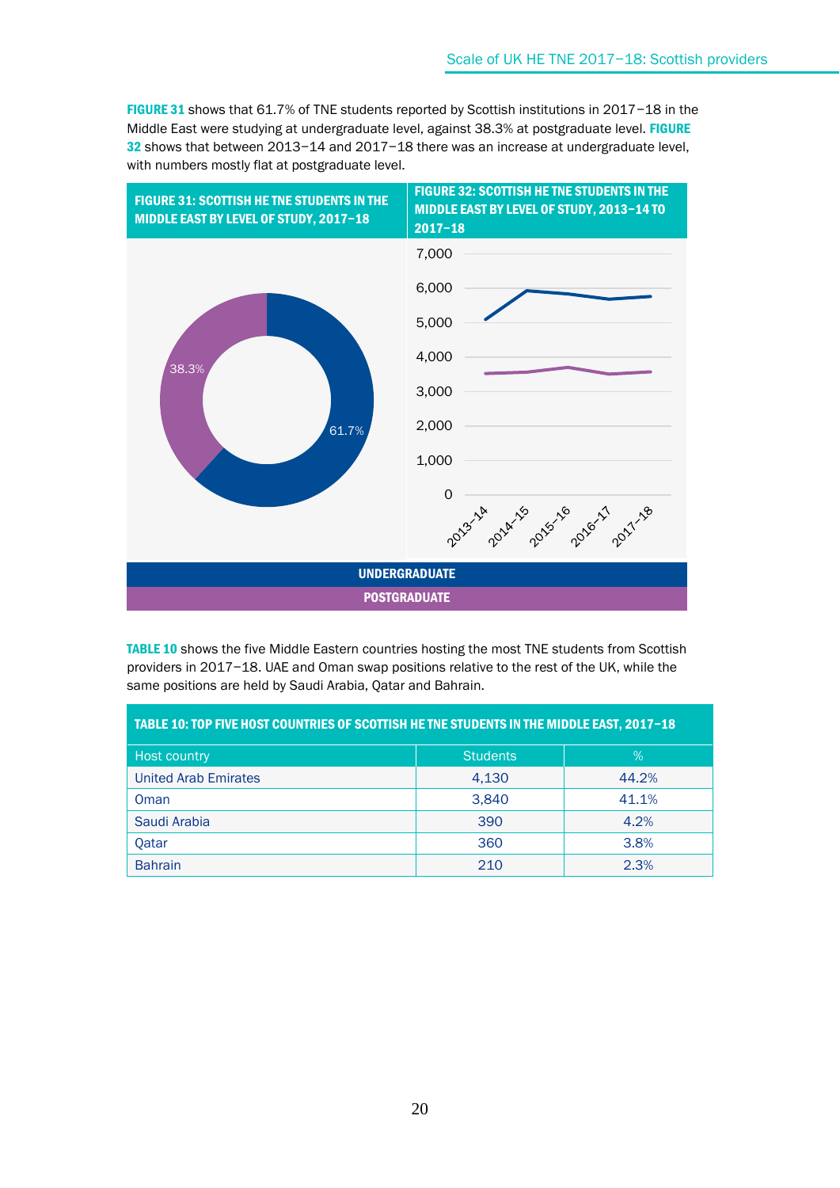**FIGURE 31** shows that 61.7% of TNE students reported by Scottish institutions in 2017−18 in the Middle East were studying at undergraduate level, against 38.3% at postgraduate level. **FIGURE 32** shows that between 2013−14 and 2017−18 there was an increase at undergraduate level, with numbers mostly flat at postgraduate level.

**FIGURE 31: SCOTTISH HE TNE STUDENTS IN THE MIDDLE EAST BY LEVEL OF STUDY, 2017−18**

38.3%
61.7%

**FIGURE 32: SCOTTISH HE TNE STUDENTS IN THE MIDDLE EAST BY LEVEL OF STUDY, 2013−14 TO 2017−18**

7,000
6,000
5,000
4,000
3,000
2,000
1,000
0

2013-14
2014-15
2015-16
2016-17
2017-18

UNDERGRADUATE
POSTGRADUATE

**TABLE 10** shows the five Middle Eastern countries hosting the most TNE students from Scottish providers in 2017−18. UAE and Oman swap positions relative to the rest of the UK, while the same positions are held by Saudi Arabia, Qatar and Bahrain.

**TABLE 10: TOP FIVE HOST COUNTRIES OF SCOTTISH HE TNE STUDENTS IN THE MIDDLE EAST, 2017−18**

| Host country | Students | % |
|---|---|---|
| United Arab Emirates | 4,130 | 44.2% |
| Oman | 3,840 | 41.1% |
| Saudi Arabia | 390 | 4.2% |
| Qatar | 360 | 3.8% |
| Bahrain | 210 | 2.3% |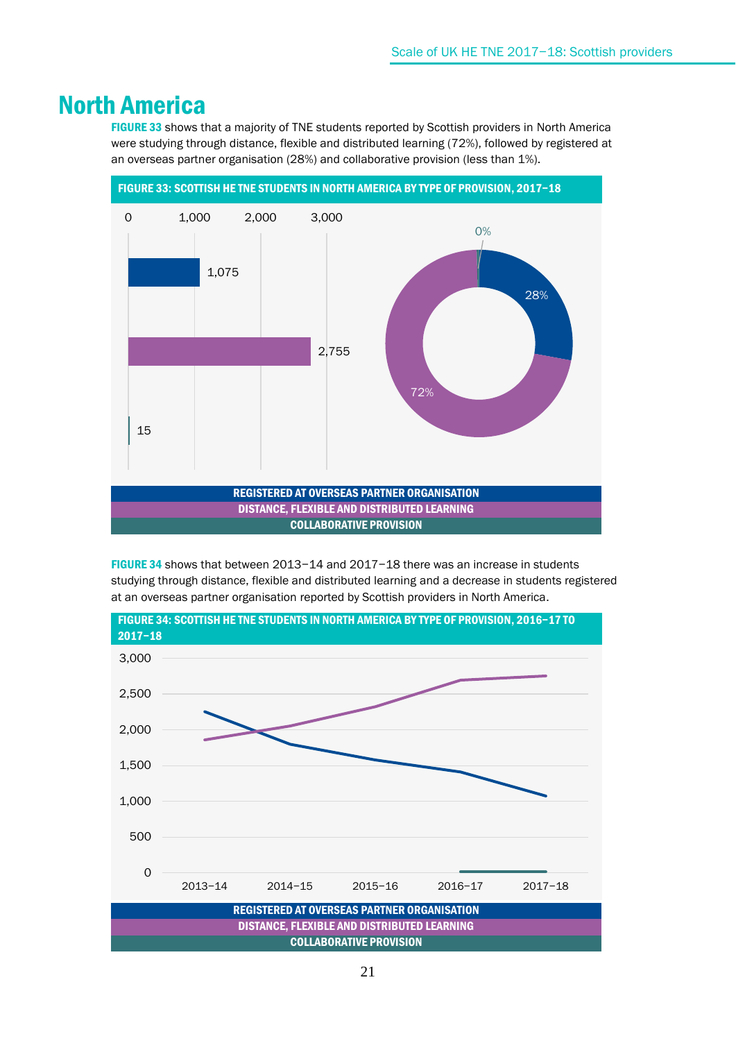# North America

**FIGURE 33** shows that a majority of TNE students reported by Scottish providers in North America were studying through distance, flexible and distributed learning (72%), followed by registered at an overseas partner organisation (28%) and collaborative provision (less than 1%).

**FIGURE 33: SCOTTISH HE TNE STUDENTS IN NORTH AMERICA BY TYPE OF PROVISION, 2017–18**

0
1,000
2,000
3,000

1,075
2,755
15

0%
28%
72%

REGISTERED AT OVERSEAS PARTNER ORGANISATION
DISTANCE, FLEXIBLE AND DISTRIBUTED LEARNING
COLLABORATIVE PROVISION

**FIGURE 34** shows that between 2013–14 and 2017–18 there was an increase in students studying through distance, flexible and distributed learning and a decrease in students registered at an overseas partner organisation reported by Scottish providers in North America.

**FIGURE 34: SCOTTISH HE TNE STUDENTS IN NORTH AMERICA BY TYPE OF PROVISION, 2016–17 TO 2017–18**

3,000
2,500
2,000
1,500
1,000
500
0

2013–14
2014–15
2015–16
2016–17
2017–18

REGISTERED AT OVERSEAS PARTNER ORGANISATION
DISTANCE, FLEXIBLE AND DISTRIBUTED LEARNING
COLLABORATIVE PROVISION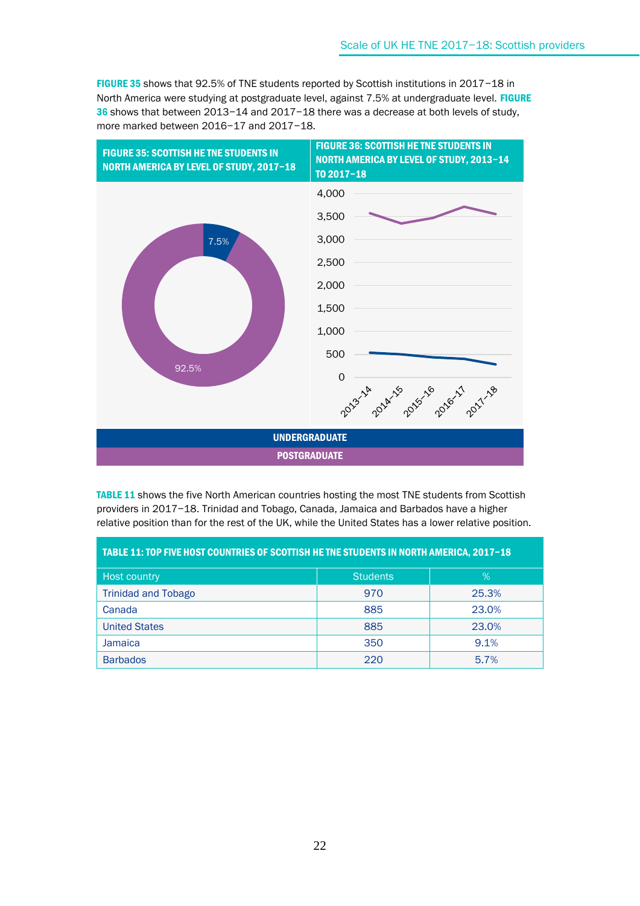**FIGURE 35** shows that 92.5% of TNE students reported by Scottish institutions in 2017–18 in North America were studying at postgraduate level, against 7.5% at undergraduate level. **FIGURE 36** shows that between 2013–14 and 2017–18 there was a decrease at both levels of study, more marked between 2016–17 and 2017–18.

**FIGURE 35: SCOTTISH HE TNE STUDENTS IN NORTH AMERICA BY LEVEL OF STUDY, 2017–18**

7.5%
92.5%

**FIGURE 36: SCOTTISH HE TNE STUDENTS IN NORTH AMERICA BY LEVEL OF STUDY, 2013–14 TO 2017–18**

4,000
3,500
3,000
2,500
2,000
1,500
1,000
500
0

2013–14
2014–15
2015–16
2016–17
2017–18

UNDERGRADUATE
POSTGRADUATE

**TABLE 11** shows the five North American countries hosting the most TNE students from Scottish providers in 2017–18. Trinidad and Tobago, Canada, Jamaica and Barbados have a higher relative position than for the rest of the UK, while the United States has a lower relative position.

**TABLE 11: TOP FIVE HOST COUNTRIES OF SCOTTISH HE TNE STUDENTS IN NORTH AMERICA, 2017–18**

| Host country | Students | % |
|---|---|---|
| Trinidad and Tobago | 970 | 25.3% |
| Canada | 885 | 23.0% |
| United States | 885 | 23.0% |
| Jamaica | 350 | 9.1% |
| Barbados | 220 | 5.7% |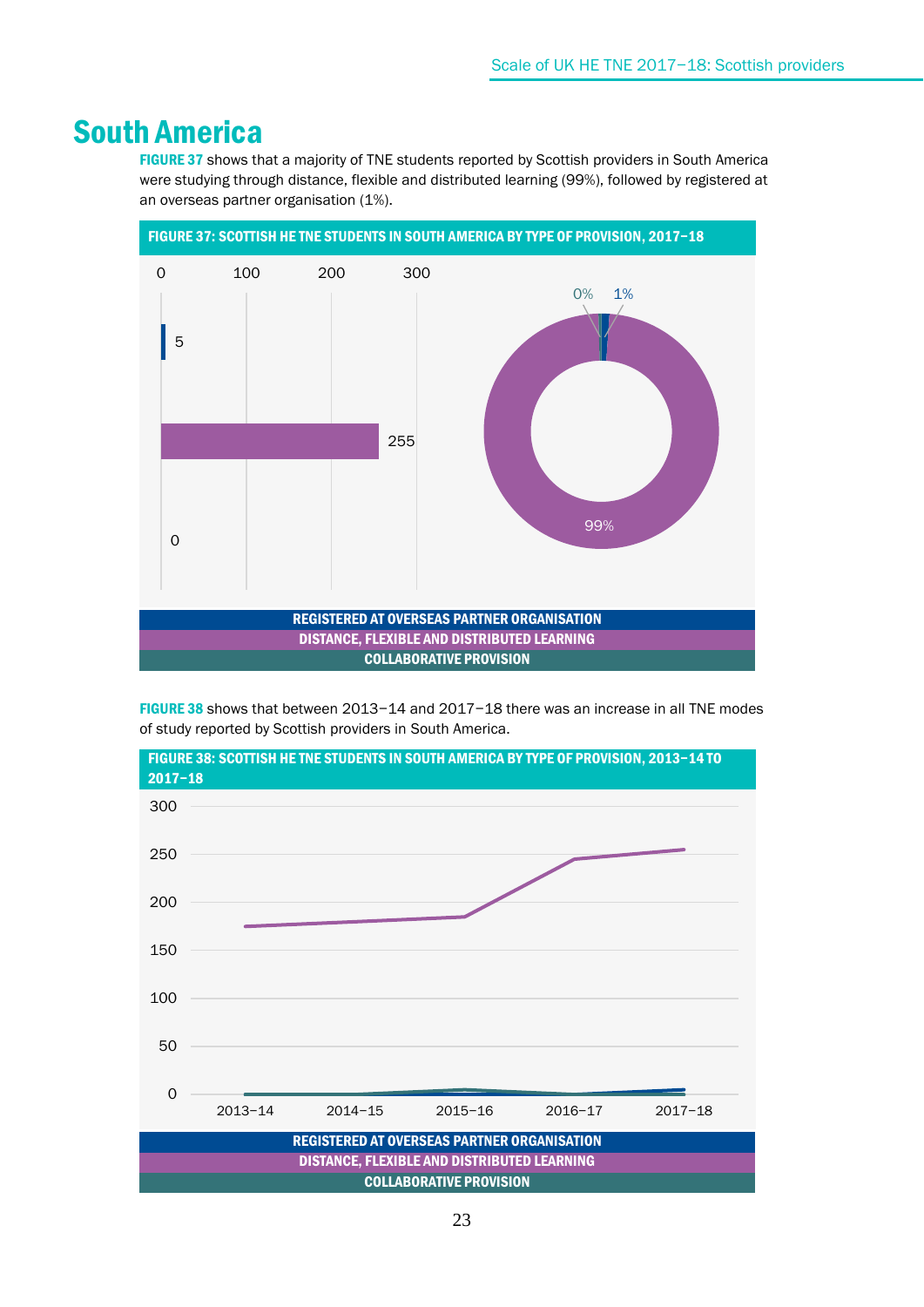# South America

**FIGURE 37** shows that a majority of TNE students reported by Scottish providers in South America were studying through distance, flexible and distributed learning (99%), followed by registered at an overseas partner organisation (1%).

**FIGURE 37: SCOTTISH HE TNE STUDENTS IN SOUTH AMERICA BY TYPE OF PROVISION, 2017–18**

0
100
200
300
5
255
0
0%
1%
99%

REGISTERED AT OVERSEAS PARTNER ORGANISATION
DISTANCE, FLEXIBLE AND DISTRIBUTED LEARNING
COLLABORATIVE PROVISION

**FIGURE 38** shows that between 2013–14 and 2017–18 there was an increase in all TNE modes of study reported by Scottish providers in South America.

**FIGURE 38: SCOTTISH HE TNE STUDENTS IN SOUTH AMERICA BY TYPE OF PROVISION, 2013–14 TO 2017–18**

300
250
200
150
100
50
0
2013–14
2014–15
2015–16
2016–17
2017–18

REGISTERED AT OVERSEAS PARTNER ORGANISATION
DISTANCE, FLEXIBLE AND DISTRIBUTED LEARNING
COLLABORATIVE PROVISION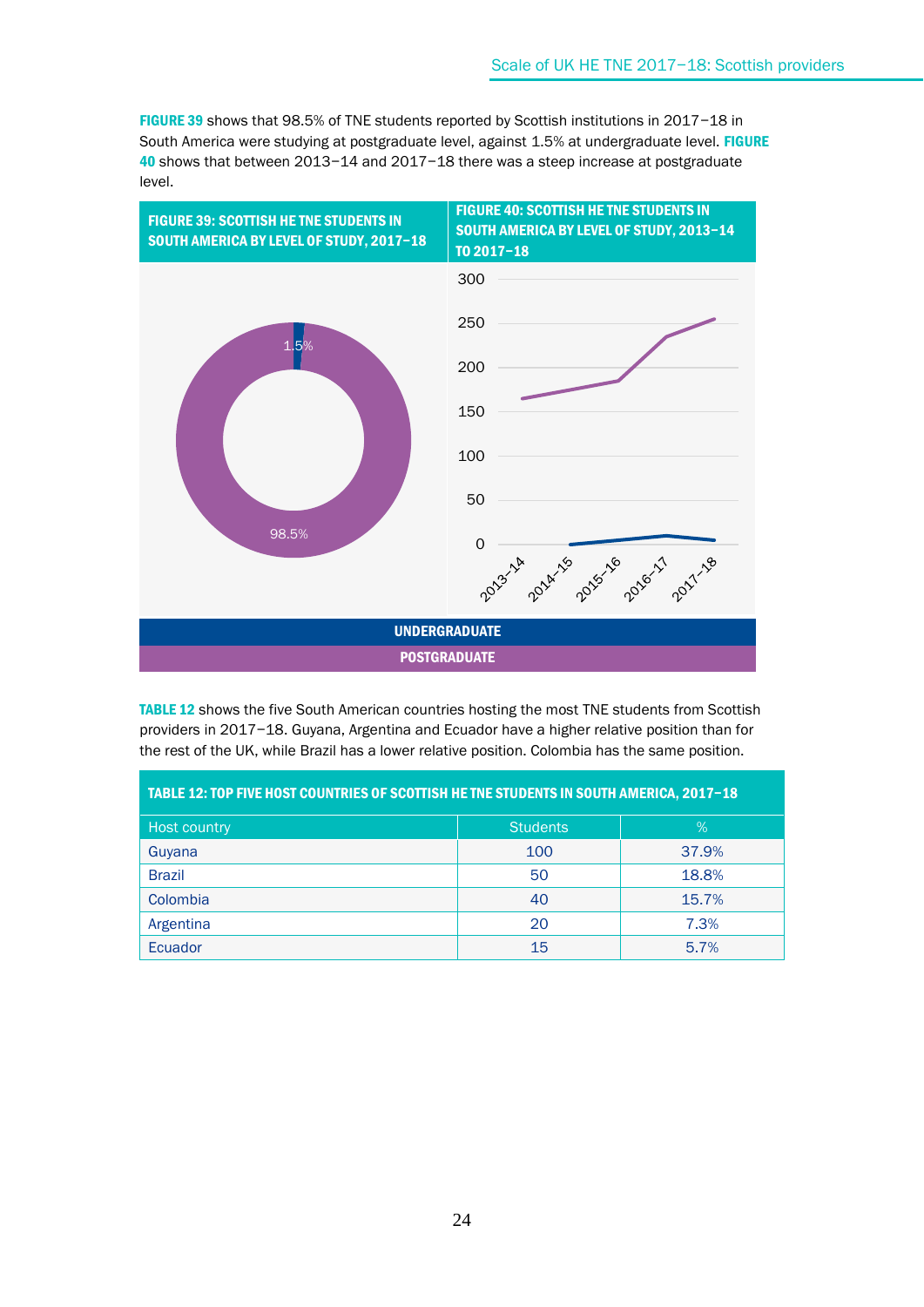**FIGURE 39** shows that 98.5% of TNE students reported by Scottish institutions in 2017–18 in South America were studying at postgraduate level, against 1.5% at undergraduate level. **FIGURE 40** shows that between 2013–14 and 2017–18 there was a steep increase at postgraduate level.

**FIGURE 39: SCOTTISH HE TNE STUDENTS IN SOUTH AMERICA BY LEVEL OF STUDY, 2017–18**

1.5%

98.5%

**FIGURE 40: SCOTTISH HE TNE STUDENTS IN SOUTH AMERICA BY LEVEL OF STUDY, 2013–14 TO 2017–18**

300
250
200
150
100
50
0

2013–14
2014–15
2015–16
2016–17
2017–18

UNDERGRADUATE
POSTGRADUATE

**TABLE 12** shows the five South American countries hosting the most TNE students from Scottish providers in 2017–18. Guyana, Argentina and Ecuador have a higher relative position than for the rest of the UK, while Brazil has a lower relative position. Colombia has the same position.

**TABLE 12: TOP FIVE HOST COUNTRIES OF SCOTTISH HE TNE STUDENTS IN SOUTH AMERICA, 2017–18**

| Host country | Students | % |
|---|---|---|
| Guyana | 100 | 37.9% |
| Brazil | 50 | 18.8% |
| Colombia | 40 | 15.7% |
| Argentina | 20 | 7.3% |
| Ecuador | 15 | 5.7% |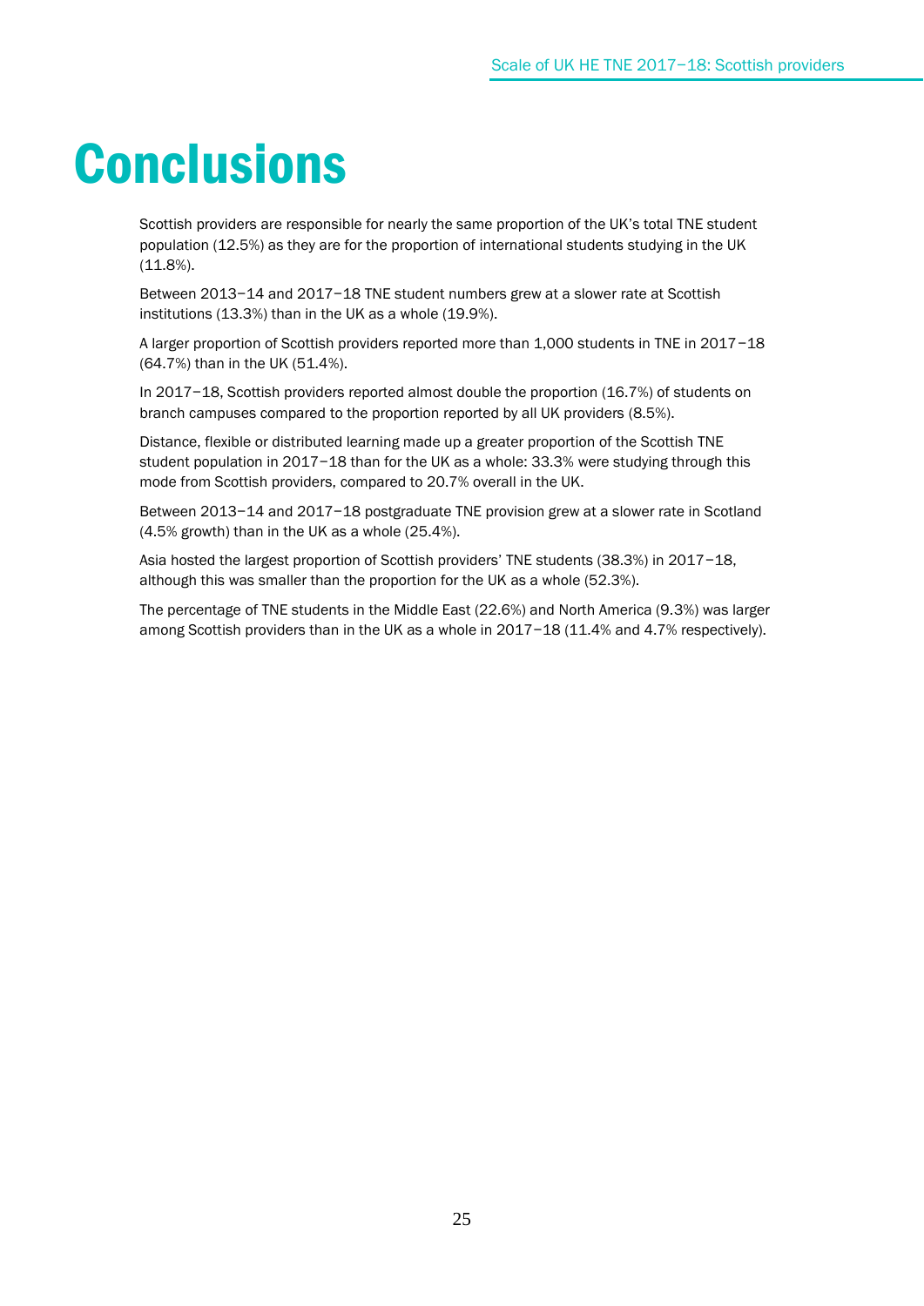# Conclusions

Scottish providers are responsible for nearly the same proportion of the UK's total TNE student population (12.5%) as they are for the proportion of international students studying in the UK (11.8%).

Between 2013−14 and 2017−18 TNE student numbers grew at a slower rate at Scottish institutions (13.3%) than in the UK as a whole (19.9%).

A larger proportion of Scottish providers reported more than 1,000 students in TNE in 2017−18 (64.7%) than in the UK (51.4%).

In 2017−18, Scottish providers reported almost double the proportion (16.7%) of students on branch campuses compared to the proportion reported by all UK providers (8.5%).

Distance, flexible or distributed learning made up a greater proportion of the Scottish TNE student population in 2017−18 than for the UK as a whole: 33.3% were studying through this mode from Scottish providers, compared to 20.7% overall in the UK.

Between 2013−14 and 2017−18 postgraduate TNE provision grew at a slower rate in Scotland (4.5% growth) than in the UK as a whole (25.4%).

Asia hosted the largest proportion of Scottish providers' TNE students (38.3%) in 2017−18, although this was smaller than the proportion for the UK as a whole (52.3%).

The percentage of TNE students in the Middle East (22.6%) and North America (9.3%) was larger among Scottish providers than in the UK as a whole in 2017−18 (11.4% and 4.7% respectively).